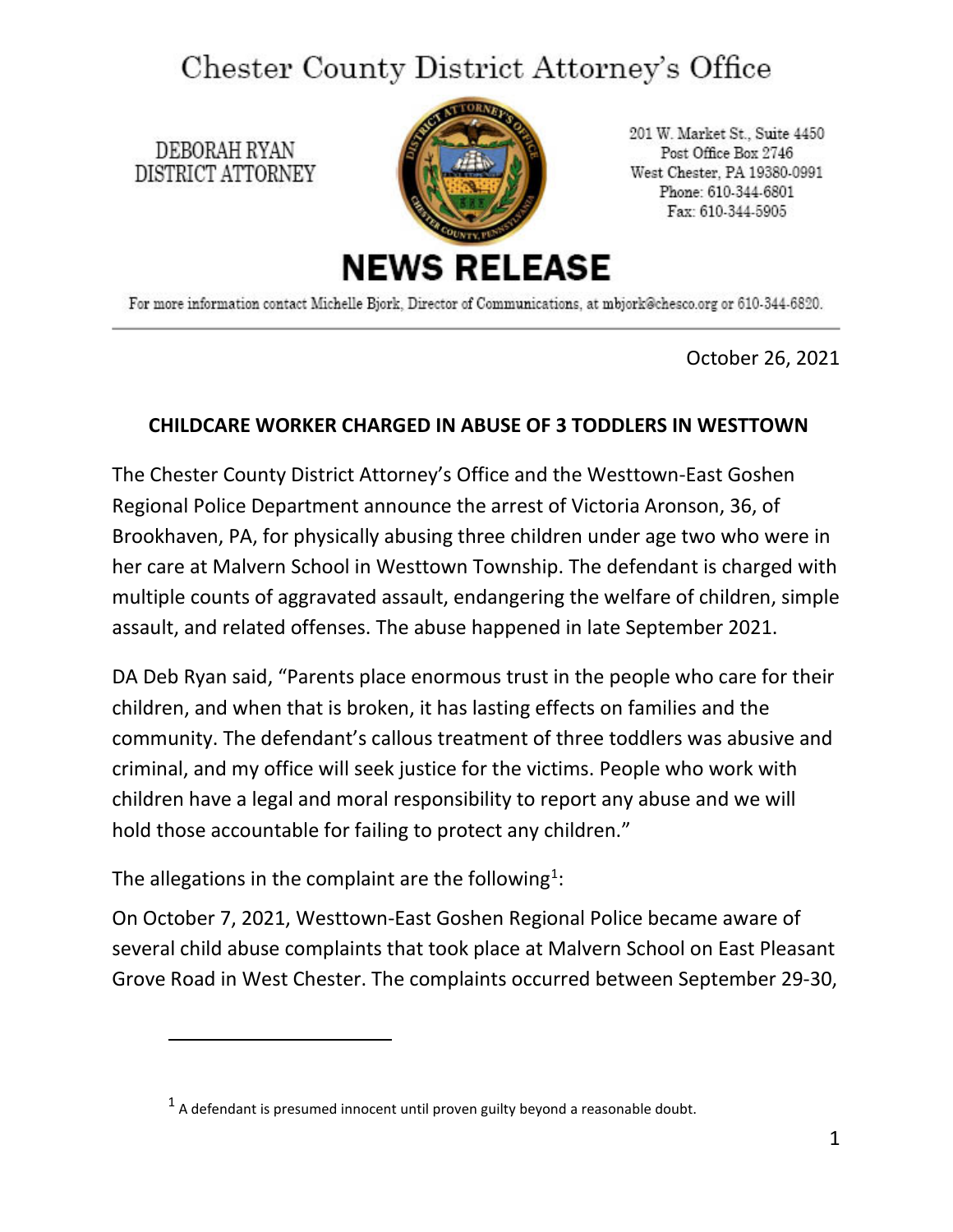# Chester County District Attorney's Office

DEBORAH RYAN
DISTRICT ATTORNEY

201 W. Market St., Suite 4450
Post Office Box 2746
West Chester, PA 19380-0991
Phone: 610-344-6801
Fax: 610-344-5905

## NEWS RELEASE

For more information contact Michelle Bjork, Director of Communications, at mbjork@chesco.org or 610-344-6820.

---

October 26, 2021

**CHILDCARE WORKER CHARGED IN ABUSE OF 3 TODDLERS IN WESTTOWN**

The Chester County District Attorney's Office and the Westtown-East Goshen Regional Police Department announce the arrest of Victoria Aronson, 36, of Brookhaven, PA, for physically abusing three children under age two who were in her care at Malvern School in Westtown Township. The defendant is charged with multiple counts of aggravated assault, endangering the welfare of children, simple assault, and related offenses. The abuse happened in late September 2021.

DA Deb Ryan said, "Parents place enormous trust in the people who care for their children, and when that is broken, it has lasting effects on families and the community. The defendant's callous treatment of three toddlers was abusive and criminal, and my office will seek justice for the victims. People who work with children have a legal and moral responsibility to report any abuse and we will hold those accountable for failing to protect any children."

The allegations in the complaint are the following[1]:

On October 7, 2021, Westtown-East Goshen Regional Police became aware of several child abuse complaints that took place at Malvern School on East Pleasant Grove Road in West Chester. The complaints occurred between September 29-30,

[1] A defendant is presumed innocent until proven guilty beyond a reasonable doubt.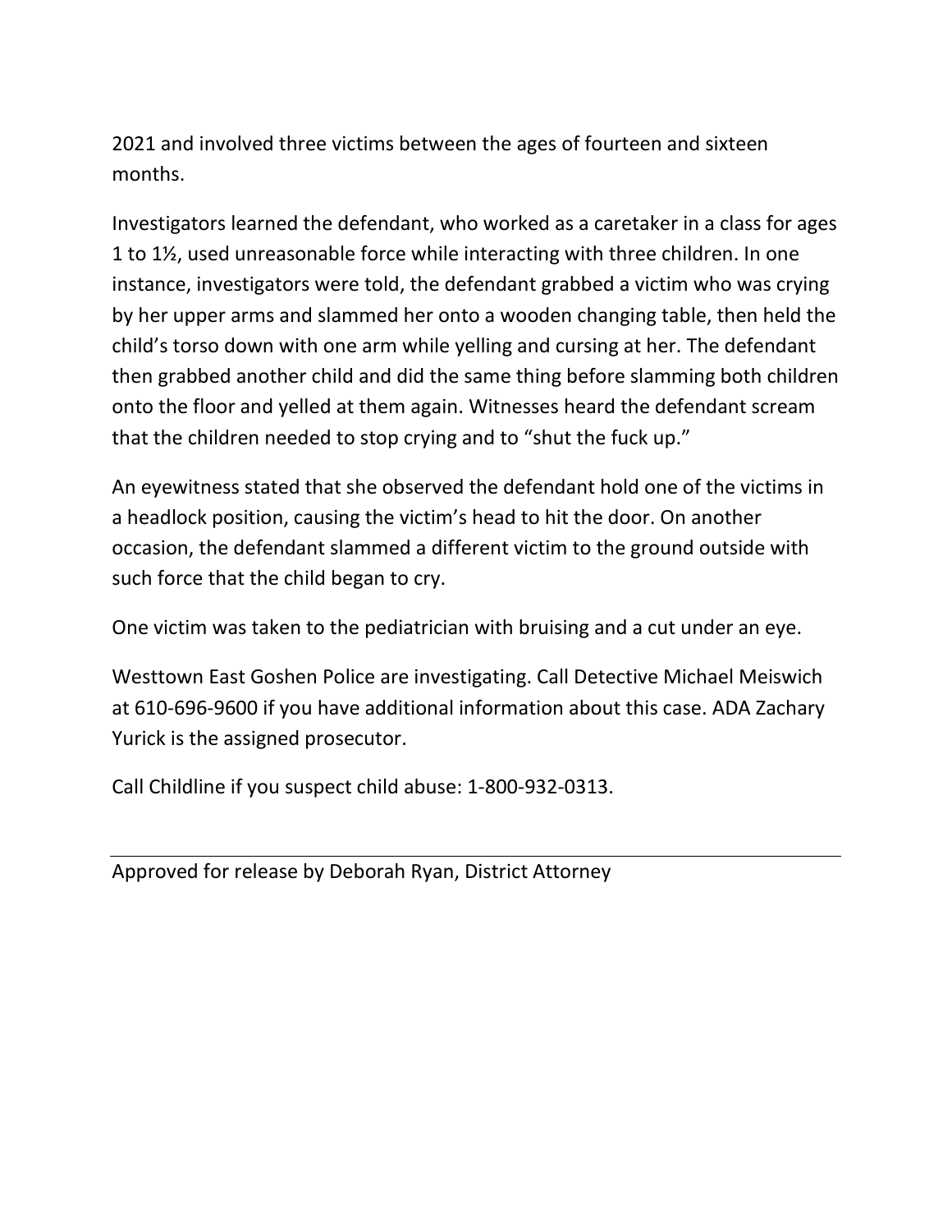2021 and involved three victims between the ages of fourteen and sixteen months.

Investigators learned the defendant, who worked as a caretaker in a class for ages 1 to 1½, used unreasonable force while interacting with three children. In one instance, investigators were told, the defendant grabbed a victim who was crying by her upper arms and slammed her onto a wooden changing table, then held the child's torso down with one arm while yelling and cursing at her. The defendant then grabbed another child and did the same thing before slamming both children onto the floor and yelled at them again. Witnesses heard the defendant scream that the children needed to stop crying and to "shut the fuck up."

An eyewitness stated that she observed the defendant hold one of the victims in a headlock position, causing the victim's head to hit the door. On another occasion, the defendant slammed a different victim to the ground outside with such force that the child began to cry.

One victim was taken to the pediatrician with bruising and a cut under an eye.

Westtown East Goshen Police are investigating. Call Detective Michael Meiswich at 610-696-9600 if you have additional information about this case. ADA Zachary Yurick is the assigned prosecutor.

Call Childline if you suspect child abuse: 1-800-932-0313.

---

Approved for release by Deborah Ryan, District Attorney